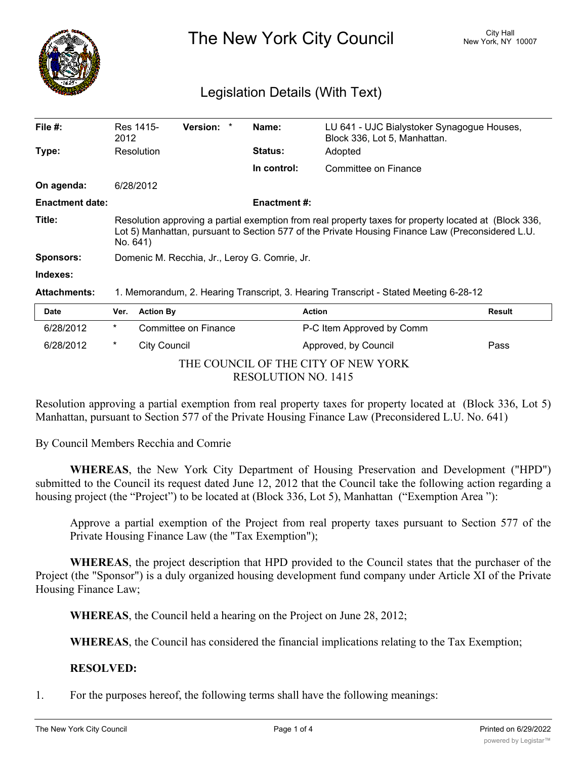# The New York City Council

City Hall
New York, NY 10007

## Legislation Details (With Text)

| | | | |
|---|---|---|---|
| **File #:** | Res 1415-2012 **Version:** * | **Name:** | LU 641 - UJC Bialystoker Synagogue Houses, Block 336, Lot 5, Manhattan. |
| **Type:** | Resolution | **Status:** | Adopted |
| | | **In control:** | Committee on Finance |
| **On agenda:** | 6/28/2012 | | |
| **Enactment date:** | | **Enactment #:** | |
| **Title:** | Resolution approving a partial exemption from real property taxes for property located at (Block 336, Lot 5) Manhattan, pursuant to Section 577 of the Private Housing Finance Law (Preconsidered L.U. No. 641) | | |
| **Sponsors:** | Domenic M. Recchia, Jr., Leroy G. Comrie, Jr. | | |
| **Indexes:** | | | |
| **Attachments:** | 1. Memorandum, 2. Hearing Transcript, 3. Hearing Transcript - Stated Meeting 6-28-12 | | |

| Date | Ver. | Action By | Action | Result |
|---|---|---|---|---|
| 6/28/2012 | * | Committee on Finance | P-C Item Approved by Comm | |
| 6/28/2012 | * | City Council | Approved, by Council | Pass |

THE COUNCIL OF THE CITY OF NEW YORK
RESOLUTION NO. 1415

Resolution approving a partial exemption from real property taxes for property located at (Block 336, Lot 5) Manhattan, pursuant to Section 577 of the Private Housing Finance Law (Preconsidered L.U. No. 641)

By Council Members Recchia and Comrie

**WHEREAS**, the New York City Department of Housing Preservation and Development ("HPD") submitted to the Council its request dated June 12, 2012 that the Council take the following action regarding a housing project (the "Project") to be located at (Block 336, Lot 5), Manhattan ("Exemption Area "):

Approve a partial exemption of the Project from real property taxes pursuant to Section 577 of the Private Housing Finance Law (the "Tax Exemption");

**WHEREAS**, the project description that HPD provided to the Council states that the purchaser of the Project (the "Sponsor") is a duly organized housing development fund company under Article XI of the Private Housing Finance Law;

**WHEREAS**, the Council held a hearing on the Project on June 28, 2012;

**WHEREAS**, the Council has considered the financial implications relating to the Tax Exemption;

**RESOLVED:**

1. For the purposes hereof, the following terms shall have the following meanings: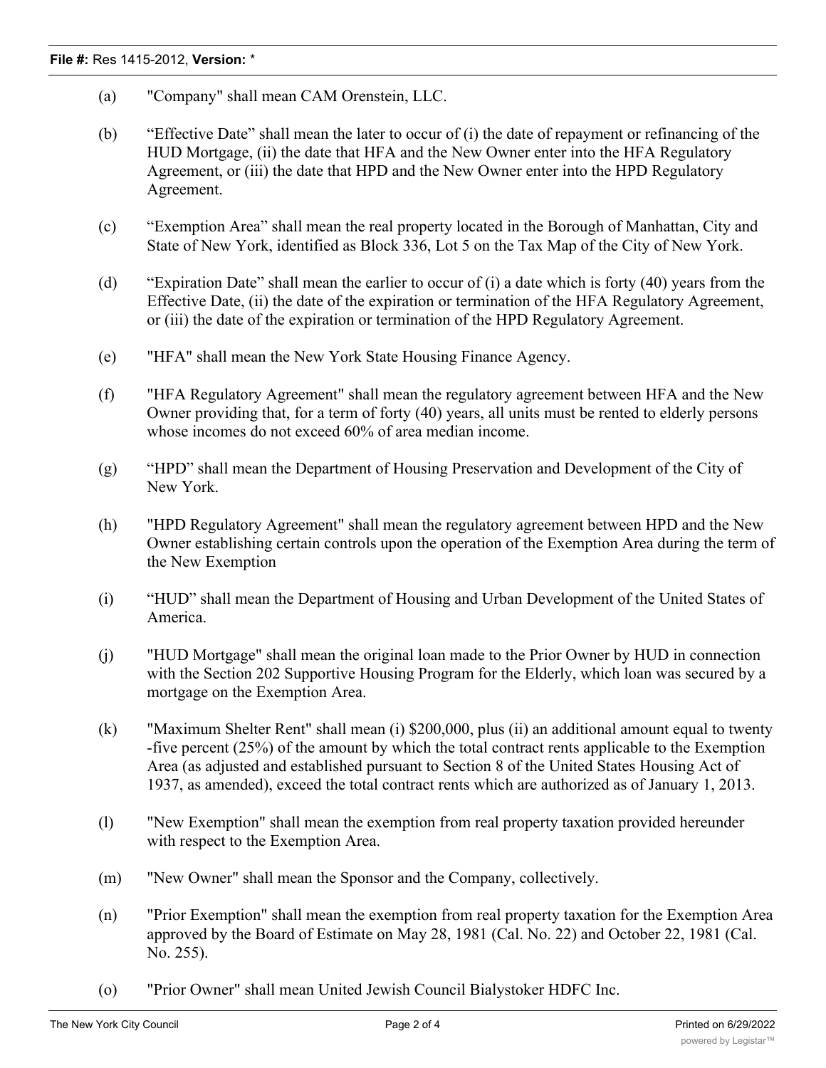(a) "Company" shall mean CAM Orenstein, LLC.

(b) “Effective Date” shall mean the later to occur of (i) the date of repayment or refinancing of the HUD Mortgage, (ii) the date that HFA and the New Owner enter into the HFA Regulatory Agreement, or (iii) the date that HPD and the New Owner enter into the HPD Regulatory Agreement.

(c) “Exemption Area” shall mean the real property located in the Borough of Manhattan, City and State of New York, identified as Block 336, Lot 5 on the Tax Map of the City of New York.

(d) “Expiration Date” shall mean the earlier to occur of (i) a date which is forty (40) years from the Effective Date, (ii) the date of the expiration or termination of the HFA Regulatory Agreement, or (iii) the date of the expiration or termination of the HPD Regulatory Agreement.

(e) "HFA" shall mean the New York State Housing Finance Agency.

(f) "HFA Regulatory Agreement" shall mean the regulatory agreement between HFA and the New Owner providing that, for a term of forty (40) years, all units must be rented to elderly persons whose incomes do not exceed 60% of area median income.

(g) “HPD” shall mean the Department of Housing Preservation and Development of the City of New York.

(h) "HPD Regulatory Agreement" shall mean the regulatory agreement between HPD and the New Owner establishing certain controls upon the operation of the Exemption Area during the term of the New Exemption

(i) “HUD” shall mean the Department of Housing and Urban Development of the United States of America.

(j) "HUD Mortgage" shall mean the original loan made to the Prior Owner by HUD in connection with the Section 202 Supportive Housing Program for the Elderly, which loan was secured by a mortgage on the Exemption Area.

(k) "Maximum Shelter Rent" shall mean (i) $200,000, plus (ii) an additional amount equal to twenty-five percent (25%) of the amount by which the total contract rents applicable to the Exemption Area (as adjusted and established pursuant to Section 8 of the United States Housing Act of 1937, as amended), exceed the total contract rents which are authorized as of January 1, 2013.

(l) "New Exemption" shall mean the exemption from real property taxation provided hereunder with respect to the Exemption Area.

(m) "New Owner" shall mean the Sponsor and the Company, collectively.

(n) "Prior Exemption" shall mean the exemption from real property taxation for the Exemption Area approved by the Board of Estimate on May 28, 1981 (Cal. No. 22) and October 22, 1981 (Cal. No. 255).

(o) "Prior Owner" shall mean United Jewish Council Bialystoker HDFC Inc.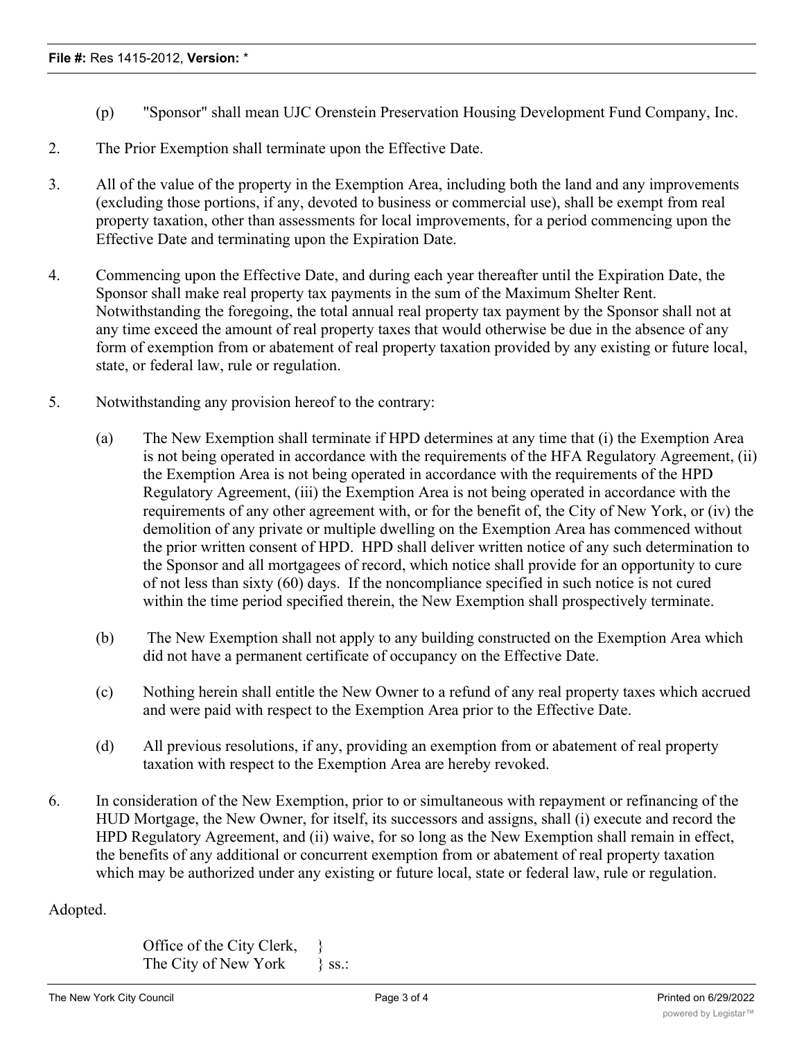(p) "Sponsor" shall mean UJC Orenstein Preservation Housing Development Fund Company, Inc.

2. The Prior Exemption shall terminate upon the Effective Date.

3. All of the value of the property in the Exemption Area, including both the land and any improvements (excluding those portions, if any, devoted to business or commercial use), shall be exempt from real property taxation, other than assessments for local improvements, for a period commencing upon the Effective Date and terminating upon the Expiration Date.

4. Commencing upon the Effective Date, and during each year thereafter until the Expiration Date, the Sponsor shall make real property tax payments in the sum of the Maximum Shelter Rent. Notwithstanding the foregoing, the total annual real property tax payment by the Sponsor shall not at any time exceed the amount of real property taxes that would otherwise be due in the absence of any form of exemption from or abatement of real property taxation provided by any existing or future local, state, or federal law, rule or regulation.

5. Notwithstanding any provision hereof to the contrary:

   (a) The New Exemption shall terminate if HPD determines at any time that (i) the Exemption Area is not being operated in accordance with the requirements of the HFA Regulatory Agreement, (ii) the Exemption Area is not being operated in accordance with the requirements of the HPD Regulatory Agreement, (iii) the Exemption Area is not being operated in accordance with the requirements of any other agreement with, or for the benefit of, the City of New York, or (iv) the demolition of any private or multiple dwelling on the Exemption Area has commenced without the prior written consent of HPD. HPD shall deliver written notice of any such determination to the Sponsor and all mortgagees of record, which notice shall provide for an opportunity to cure of not less than sixty (60) days. If the noncompliance specified in such notice is not cured within the time period specified therein, the New Exemption shall prospectively terminate.

   (b) The New Exemption shall not apply to any building constructed on the Exemption Area which did not have a permanent certificate of occupancy on the Effective Date.

   (c) Nothing herein shall entitle the New Owner to a refund of any real property taxes which accrued and were paid with respect to the Exemption Area prior to the Effective Date.

   (d) All previous resolutions, if any, providing an exemption from or abatement of real property taxation with respect to the Exemption Area are hereby revoked.

6. In consideration of the New Exemption, prior to or simultaneous with repayment or refinancing of the HUD Mortgage, the New Owner, for itself, its successors and assigns, shall (i) execute and record the HPD Regulatory Agreement, and (ii) waive, for so long as the New Exemption shall remain in effect, the benefits of any additional or concurrent exemption from or abatement of real property taxation which may be authorized under any existing or future local, state or federal law, rule or regulation.

Adopted.

Office of the City Clerk, }
The City of New York } ss.: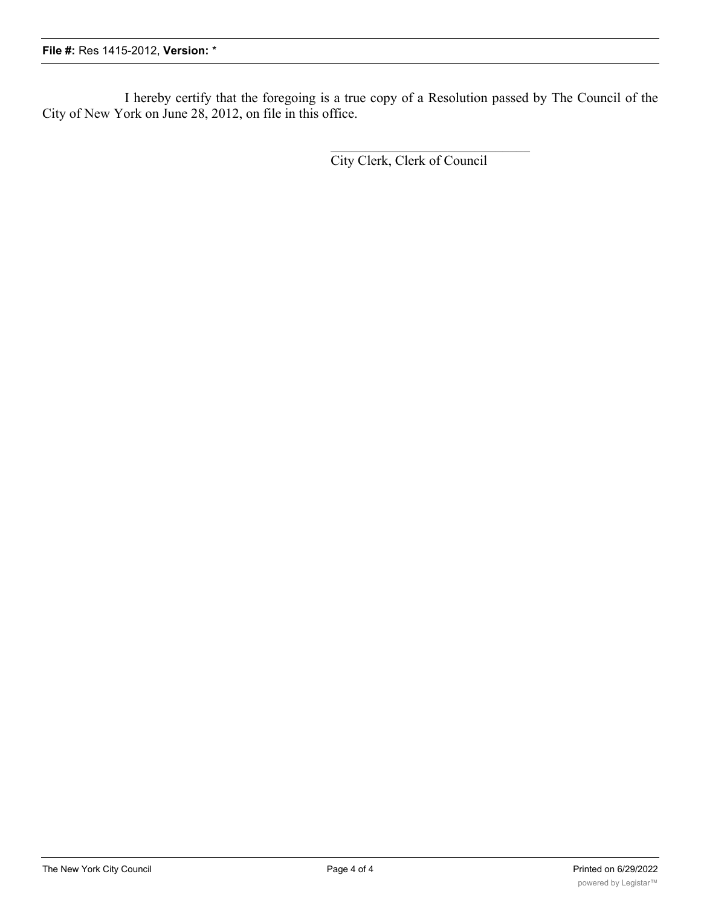I hereby certify that the foregoing is a true copy of a Resolution passed by The Council of the City of New York on June 28, 2012, on file in this office.

\_\_\_\_\_\_\_\_\_\_\_\_\_\_\_\_\_\_\_\_\_\_\_\_\_\_\_\_\_\_\_\_

City Clerk, Clerk of Council